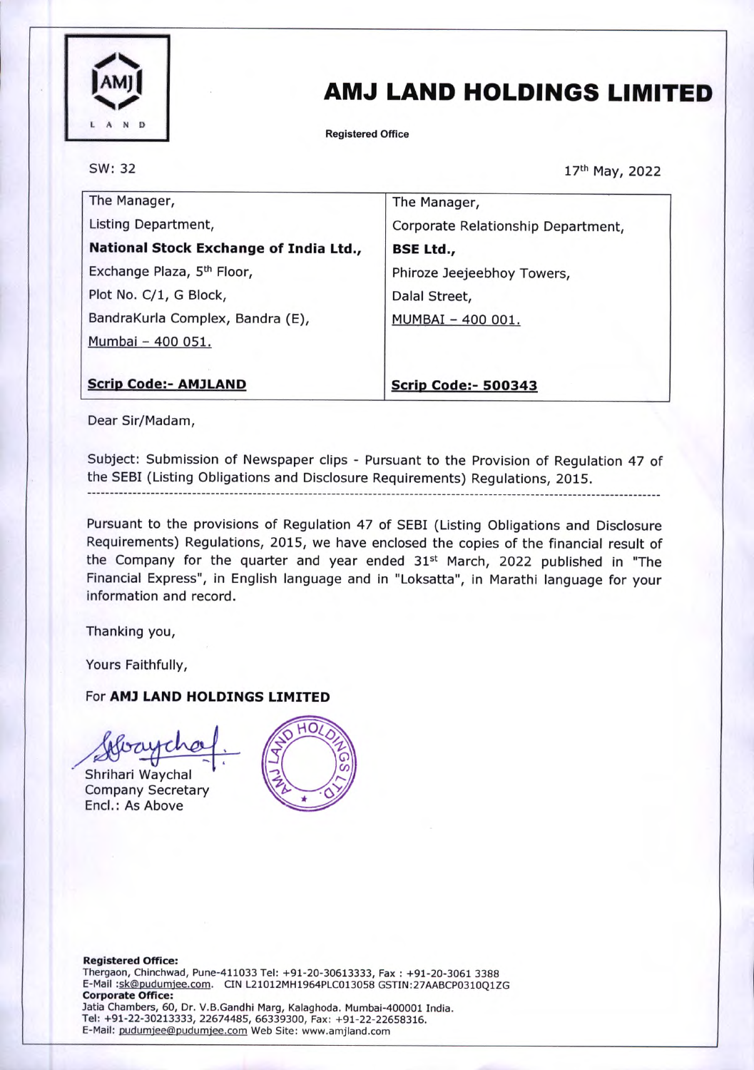# AMJ LAND HOLDINGS LIMITED

Registered Office

SW: 32

17th May, 2022

| The Manager, | The Manager, |
|---|---|
| Listing Department, | Corporate Relationship Department, |
| **National Stock Exchange of India Ltd.,** | **BSE Ltd.,** |
| Exchange Plaza, 5th Floor, | Phiroze Jeejeebhoy Towers, |
| Plot No. C/1, G Block, | Dalal Street, |
| BandraKurla Complex, Bandra (E), | MUMBAI – 400 001. |
| Mumbai – 400 051. | |
| **Scrip Code:- AMJLAND** | **Scrip Code:- 500343** |

Dear Sir/Madam,

Subject: Submission of Newspaper clips - Pursuant to the Provision of Regulation 47 of the SEBI (Listing Obligations and Disclosure Requirements) Regulations, 2015.

---

Pursuant to the provisions of Regulation 47 of SEBI (Listing Obligations and Disclosure Requirements) Regulations, 2015, we have enclosed the copies of the financial result of the Company for the quarter and year ended 31st March, 2022 published in "The Financial Express", in English language and in "Loksatta", in Marathi language for your information and record.

Thanking you,

Yours Faithfully,

For **AMJ LAND HOLDINGS LIMITED**

Shrihari Waychal
Company Secretary
Encl.: As Above

**Registered Office:**
Thergaon, Chinchwad, Pune-411033 Tel: +91-20-30613333, Fax : +91-20-3061 3388
E-Mail :sk@pudumjee.com. CIN L21012MH1964PLC013058 GSTIN:27AABCP0310Q1ZG
**Corporate Office:**
Jatia Chambers, 60, Dr. V.B.Gandhi Marg, Kalaghoda. Mumbai-400001 India.
Tel: +91-22-30213333, 22674485, 66339300, Fax: +91-22-22658316.
E-Mail: pudumjee@pudumjee.com Web Site: www.amjland.com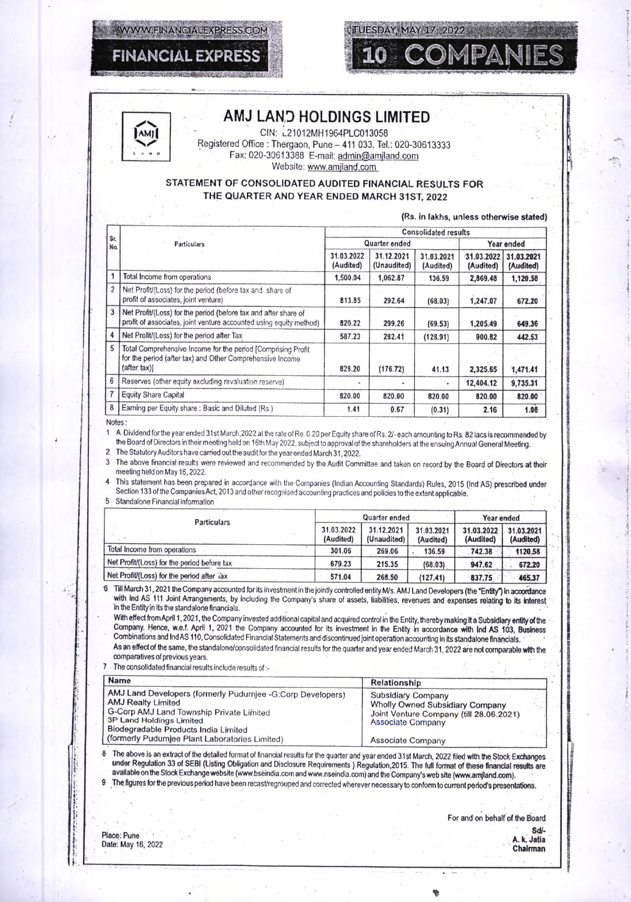# AMJ LAND HOLDINGS LIMITED

CIN: L21012MH1964PLC013058
Registered Office : Thergaon, Pune – 411 033. Tel.: 020-30613333
Fax: 020-30613388 E-mail: admin@amjland.com
Website: www.amjland.com

## STATEMENT OF CONSOLIDATED AUDITED FINANCIAL RESULTS FOR THE QUARTER AND YEAR ENDED MARCH 31ST, 2022

(Rs. in lakhs, unless otherwise stated)

| Sr. No. | Particulars | Consolidated results | | | | |
|---|---|---|---|---|---|---|
| | | Quarter ended | | | Year ended | |
| | | 31.03.2022 (Audited) | 31.12.2021 (Unaudited) | 31.03.2021 (Audited) | 31.03.2022 (Audited) | 31.03.2021 (Audited) |
| 1 | Total Income from operations | 1,500.04 | 1,062.87 | 136.59 | 2,869.48 | 1,120.58 |
| 2 | Net Profit/(Loss) for the period (before tax and share of profit of associates, joint venture) | 813.85 | 292.64 | (68.03) | 1,247.07 | 672.20 |
| 3 | Net Profit/(Loss) for the period (before tax and after share of profit of associates, joint venture accounted using equity method) | 820.22 | 299.26 | (69.53) | 1,205.49 | 649.36 |
| 4 | Net Profit/(Loss) for the period after Tax | 587.23 | 282.41 | (128.91) | 900.82 | 442.53 |
| 5 | Total Comprehensive Income for the period [Comprising Profit for the period (after tax) and Other Comprehensive Income (after tax)] | 828.20 | (176.72) | 41.13 | 2,325.65 | 1,471.41 |
| 6 | Reserves (other equity excluding revaluation reserve) | - | - | - | 12,404.12 | 9,735.31 |
| 7 | Equity Share Capital | 820.00 | 820.00 | 820.00 | 820.00 | 820.00 |
| 8 | Earning per Equity share : Basic and Diluted (Rs.) | 1.41 | 0.67 | (0.31) | 2.16 | 1.08 |

Notes :

1. A Dividend for the year ended 31st March,2022 at the rate of Re. 0.20 per Equity share of Rs. 2/- each amounting to Rs. 82 lacs is recommended by the Board of Directors in their meeting held on 16th May 2022, subject to approval of the shareholders at the ensuing Annual General Meeting.
2. The Statutory Auditors have carried out the audit for the year ended March 31, 2022.
3. The above financial results were reviewed and recommended by the Audit Committee and taken on record by the Board of Directors at their meeting held on May 16, 2022.
4. This statement has been prepared in accordance with the Companies (Indian Accounting Standards) Rules, 2015 (Ind AS) prescribed under Section 133 of the Companies Act, 2013 and other recognised accounting practices and policies to the extent applicable.
5. Standalone Financial information

| Particulars | Quarter ended | | | Year ended | |
|---|---|---|---|---|---|
| | 31.03.2022 (Audited) | 31.12.2021 (Unaudited) | 31.03.2021 (Audited) | 31.03.2022 (Audited) | 31.03.2021 (Audited) |
| Total Income from operations | 301.06 | 269.06 | 136.59 | 742.38 | 1120.58 |
| Net Profit/(Loss) for the period before tax | 679.23 | 215.35 | (68.03) | 947.62 | 672.20 |
| Net Profit/(Loss) for the period after tax | 571.04 | 268.50 | (127.41) | 837.75 | 465.37 |

6. Till March 31, 2021 the Company accounted for its investment in the jointly controlled entity M/s. AMJ Land Developers (the "Entity") in accordance with Ind AS 111 Joint Arrangements, by including the Company's share of assets, liabilities, revenues and expenses relating to its interest in the Entity in its the standalone financials.

   With effect from April 1, 2021, the Company invested additional capital and acquired control in the Entity, thereby making it a Subsidiary entity of the Company. Hence, w.e.f. April 1, 2021 the Company accounted for its investment in the Entity in accordance with Ind AS 103, Business Combinations and Ind AS 110, Consolidated Financial Statements and discontinued joint operation accounting in its standalone financials.

   As an effect of the same, the standalone/consolidated financial results for the quarter and year ended March 31, 2022 are not comparable with the comparatives of previous years.

7. The consolidated financial results include results of :-

| Name | Relationship |
|---|---|
| AMJ Land Developers (formerly Pudumjee -G:Corp Developers) | Subsidiary Company |
| AMJ Realty Limited | Wholly Owned Subsidiary Company |
| G-Corp AMJ Land Township Private Limited | Joint Venture Company (till 28.06.2021) |
| 3P Land Holdings Limited | Associate Company |
| Biodegradable Products India Limited (formerly Pudumjee Plant Laboratories Limited) | Associate Company |

8. The above is an extract of the detailed format of financial results for the quarter and year ended 31st March, 2022 filed with the Stock Exchanges under Regulation 33 of SEBI (Listing Obligation and Disclosure Requirements ) Regulation,2015. The full format of these financial results are available on the Stock Exchange website (www.bseindia.com and www.nseindia.com) and the Company's web site (www.amjland.com).
9. The figures for the previous period have been recast/regrouped and corrected wherever necessary to conform to current period's presentations.

Place: Pune
Date: May 16, 2022

For and on behalf of the Board
Sd/-
A. k. Jatia
Chairman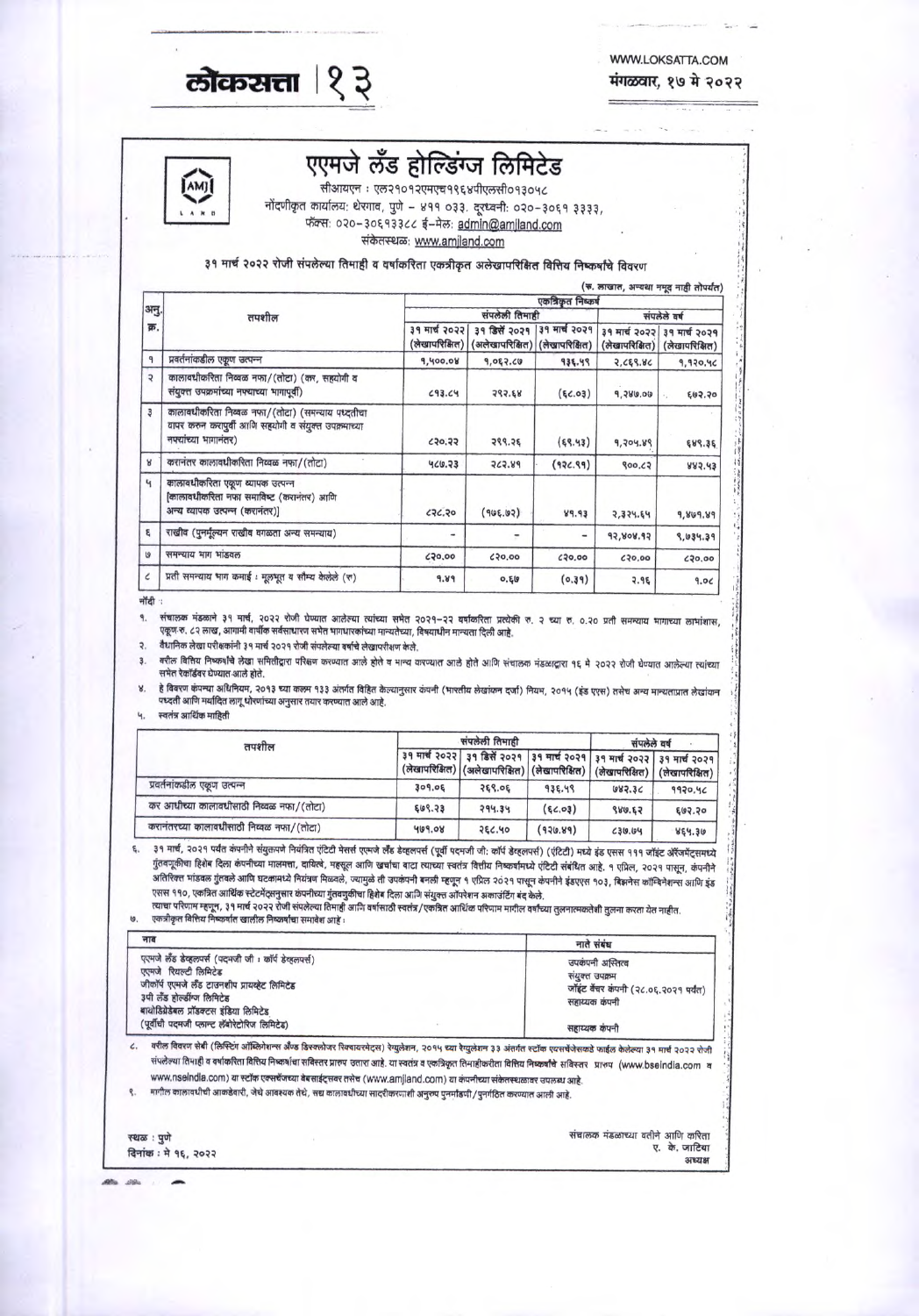# एएमजे लँड होल्डिंग्ज लिमिटेड

सीआयएन : एल२१०१२एमएच१९६४पीएलसी०१३०५८
नोंदणीकृत कार्यालय: थेरगाव, पुणे – ४११ ०३३. दूरध्वनी: ०२०-३०६१ ३३३३,
फॅक्स: ०२०-३०६१३३८८ ई-मेल: admin@amjland.com
संकेतस्थळ: www.amjland.com

## ३१ मार्च २०२२ रोजी संपलेल्या तिमाही व वर्षाकरिता एकत्रीकृत अलेखापरिक्षित वित्तिय निष्कर्षांचे विवरण

(रु. लाखात, अन्यथा नमूद नाही तोपर्यंत)

| अनु. क्र. | तपशील | एकत्रिकृत निष्कर्ष | | | | |
|---|---|---|---|---|---|---|
| | | संपलेली तिमाही | | | संपलेले वर्ष | |
| | | ३१ मार्च २०२२ (लेखापरिक्षित) | ३१ डिसें २०२१ (अलेखापरिक्षित) | ३१ मार्च २०२१ (लेखापरिक्षित) | ३१ मार्च २०२२ (लेखापरिक्षित) | ३१ मार्च २०२१ (लेखापरिक्षित) |
| १ | प्रवर्तनांकडील एकूण उत्पन्न | १,५००.०४ | १,०६२.८७ | ९३६.९९ | २,८६९.४८ | १,९२०.५८ |
| २ | कालावधीकरिता निव्वळ नफा/(तोटा) (कर, सहयोगी व संयुक्त उपक्रमांच्या नफ्याच्या भागापूर्वी) | ८९३.८५ | २९२.६४ | (६८.०३) | १,२४७.०७ | ६७२.२० |
| ३ | कालावधीकरिता निव्वळ नफा/(तोटा) (समन्याय पध्दतीचा वापर करून करापूर्वी आणि सहयोगी व संयुक्त उपक्रमांच्या नफ्यांच्या भागानंतर) | ८२०.२२ | २९९.२६ | (६९.५३) | १,२०५.४९ | ६४९.३६ |
| ४ | करानंतर कालावधीकरिता निव्वळ नफा/(तोटा) | ५८७.२३ | २८२.४१ | (१२८.९१) | ९००.८२ | ४४२.५३ |
| ५ | कालावधीकरिता एकूण व्यापक उत्पन्न [कालावधीकरिता नफा समाविष्ट (करानंतर) आणि अन्य व्यापक उत्पन्न (करानंतर)] | ८२८.२० | (१७६.७२) | ४१.९३ | २,३२५.६५ | १,४७१.४१ |
| ६ | राखीव (पुनर्मूल्यन राखीव वगळता अन्य समन्याय) | - | - | - | १२,४०४.१२ | १,७३५.३१ |
| ७ | समन्याय भाग भांडवल | ८२०.०० | ८२०.०० | ८२०.०० | ८२०.०० | ८२०.०० |
| ८ | प्रती समन्याय भाग कमाई : मूलभूत व सौम्य केलेले (रु) | १.४१ | ०.६७ | (०.३१) | २.१६ | १.०८ |

नोंदी :

१. संचालक मंडळाने ३१ मार्च, २०२२ रोजी घेण्यात आलेल्या त्यांच्या सभेत २०२१-२२ वर्षाकरिता प्रत्येकी रु. २ च्या रु. ०.२० प्रती समन्याय भागाच्या लाभांशास, एकूण रु. ८२ लाख, आगामी वार्षिक सर्वसाधारण सभेत भागधारकांच्या मान्यतेच्या, विश्वाधीन मान्यता दिली आहे.
२. वैधानिक लेखा परीक्षकांनी ३१ मार्च २०२१ रोजी संपलेल्या वर्षाचे लेखापरीक्षण केले.
३. वरील वित्तिय निष्कर्षांचे लेखा समितीद्वारा परिक्षण करण्यात आले होते व मान्य करण्यात आले होते आणि संचालक मंडळाद्वारा १६ मे २०२२ रोजी घेण्यात आलेल्या त्यांच्या सभेत रेकॉर्डवर घेण्यात आले होते.
४. हे विवरण कंपन्या अधिनियम, २०१३ च्या कलम १३३ अंतर्गत विहित केल्यानुसार कंपनी (भारतीय लेखांकन दर्जा) नियम, २०१५ (इंड एएस) तसेच अन्य मान्यताप्राप्त लेखांकन पध्दती आणि मर्यादित लागू धोरणांच्या अनुसार तयार करण्यात आले आहे.
५. स्वतंत्र आर्थिक माहिती

| तपशील | संपलेली तिमाही | | | संपलेले वर्ष | |
|---|---|---|---|---|---|
| | ३१ मार्च २०२२ (लेखापरिक्षित) | ३१ डिसें २०२१ (अलेखापरिक्षित) | ३१ मार्च २०२१ (लेखापरिक्षित) | ३१ मार्च २०२२ (लेखापरिक्षित) | ३१ मार्च २०२१ (लेखापरिक्षित) |
| प्रवर्तनांकडील एकूण उत्पन्न | ३०१.०६ | २६९.०६ | १३६.९९ | ७४२.३८ | ११२०.५८ |
| कर आधीच्या कालावधीसाठी निव्वळ नफा/(तोटा) | ६७९.२३ | २१५.३५ | (६८.०३) | ९४७.६२ | ६७२.२० |
| करानंतरच्या कालावधीसाठी निव्वळ नफा/(तोटा) | ५७१.०४ | २६८.५० | (१२७.४१) | ८३७.७५ | ४६५.३७ |

६. ३१ मार्च, २०२१ पर्यंत कंपनीने संयुक्तपणे नियंत्रित एंटिटी मेसर्स एएमजे लँड डेव्हलपर्स (पूर्वी पदमजी जी: कॉर्प डेव्हलपर्स) (एंटिटी) मध्ये इंड एएस १११ जॉइंट अॅरेंजमेंट्समध्ये गुंतवणूकीचा हिशेब दिला कंपनीच्या मालमत्ता, दायित्वे, महसूल आणि खर्चाचा वाटा त्याच्या स्वतंत्र वित्तीय निष्कर्षांमध्ये एंटिटी संबंधित आहे. १ एप्रिल, २०२१ पासून, कंपनीने अतिरिक्त भांडवल गुंतवले आणि घटकामध्ये नियंत्रण मिळवले, ज्यामुळे ती उपकंपनी बनली म्हणून १ एप्रिल २०२१ पासून कंपनीने इंडएएस १०३, बिझनेस कॉम्बिनेशन्स आणि इंड एएस ११०, एकत्रित आर्थिक स्टेटमेंट्सनुसार कंपनीच्या गुंतवणूकीचा हिशेब दिला आणि संयुक्त ऑपरेशन अकाउंटिंग बंद केले.
त्याचा परिणाम म्हणून, ३१ मार्च २०२२ रोजी संपलेल्या तिमाही आणि वर्षासाठी स्वतंत्र/एकत्रित आर्थिक परिणाम मागील वर्षाच्या तुलनात्मकतेशी तुलना करता येत नाहीत.
७. एकत्रीकृत वित्तिय निष्कर्षात खालील निष्कर्षांचा समावेश आहे :

| नाव | नाते संबंध |
|---|---|
| एएमजे लँड डेव्हलपर्स (पदमजी जी : कॉर्प डेव्हलपर्स) | उपकंपनी अस्तित्व |
| एएमजे रियल्टी लिमिटेड | संयुक्त उपक्रम |
| जीकॉर्प एएमजे लँड टाउनशीप प्रायव्हेट लिमिटेड | जॉइंट वेंचर कंपनी (२८.०६.२०२१ पर्यंत) |
| ३पी लँड होल्डींग्ज लिमिटेड | सहाय्यक कंपनी |
| बायोडिग्रेडेबल प्रॉडक्ट्स इंडिया लिमिटेड (पूर्वीची पदमजी प्लान्ट लॅबोरेटोरिज लिमिटेड) | सहाय्यक कंपनी |

८. वरील विवरण सेबी (लिस्टिंग ऑब्लिगेशन्स अँड डिस्क्लोजर रिक्वायरमेंट्स) रेग्युलेशन, २०१५ च्या रेग्युलेशन ३३ अंतर्गत स्टॉक एक्सचेंजेसकडे फाईल केलेल्या ३१ मार्च २०२२ रोजी संपलेल्या तिमाही व वर्षाकरिता वित्तिय निष्कर्षांचा सविस्तर प्रारूप उतारा आहे. या स्वतंत्र व एकत्रिकृत तिमाहीकरीता वित्तिय निष्कर्षांचे सविस्तर प्रारूप (www.bseindia.com व www.nseindia.com) या स्टॉक एक्सचेंजच्या वेबसाईट्सवर तसेच (www.amjland.com) या कंपनीच्या संकेतस्थळावर उपलब्ध आहे.
९. मागील कालावधीची आकडेवारी, जेथे आवश्यक तेथे, सद्य कालावधीच्या सादरीकरणाशी अनुरुप पुनर्मांडणी/पुनर्गठित करण्यात आली आहे.

स्थळ : पुणे
दिनांक : मे १६, २०२२

संचालक मंडळाच्या वतीने आणि करिता
ए. के. जाटिया
अध्यक्ष